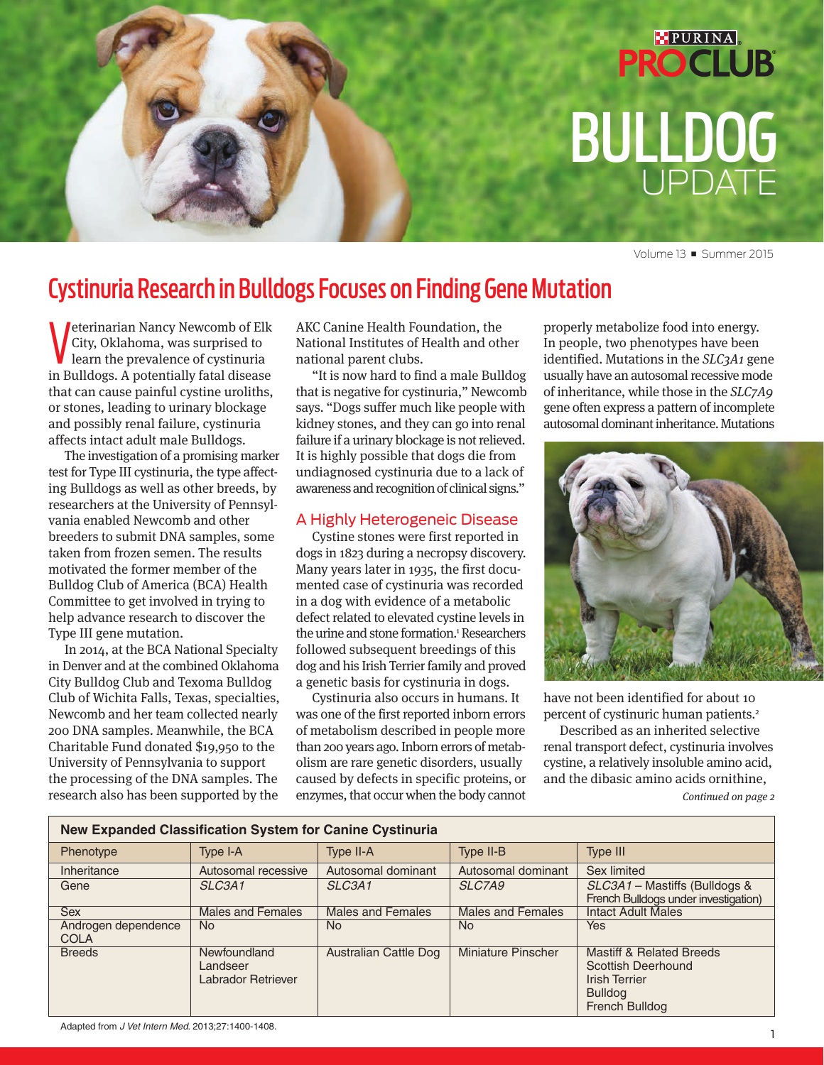PURINA PROCLUB

# BULLDOG UPDATE

Volume 13 ■ Summer 2015

## Cystinuria Research in Bulldogs Focuses on Finding Gene Mutation

Veterinarian Nancy Newcomb of Elk City, Oklahoma, was surprised to learn the prevalence of cystinuria in Bulldogs. A potentially fatal disease that can cause painful cystine uroliths, or stones, leading to urinary blockage and possibly renal failure, cystinuria affects intact adult male Bulldogs.

The investigation of a promising marker test for Type III cystinuria, the type affecting Bulldogs as well as other breeds, by researchers at the University of Pennsylvania enabled Newcomb and other breeders to submit DNA samples, some taken from frozen semen. The results motivated the former member of the Bulldog Club of America (BCA) Health Committee to get involved in trying to help advance research to discover the Type III gene mutation.

In 2014, at the BCA National Specialty in Denver and at the combined Oklahoma City Bulldog Club and Texoma Bulldog Club of Wichita Falls, Texas, specialties, Newcomb and her team collected nearly 200 DNA samples. Meanwhile, the BCA Charitable Fund donated $19,950 to the University of Pennsylvania to support the processing of the DNA samples. The research also has been supported by the AKC Canine Health Foundation, the National Institutes of Health and other national parent clubs.

"It is now hard to find a male Bulldog that is negative for cystinuria," Newcomb says. "Dogs suffer much like people with kidney stones, and they can go into renal failure if a urinary blockage is not relieved. It is highly possible that dogs die from undiagnosed cystinuria due to a lack of awareness and recognition of clinical signs."

### A Highly Heterogeneic Disease

Cystine stones were first reported in dogs in 1823 during a necropsy discovery. Many years later in 1935, the first documented case of cystinuria was recorded in a dog with evidence of a metabolic defect related to elevated cystine levels in the urine and stone formation.[1] Researchers followed subsequent breedings of this dog and his Irish Terrier family and proved a genetic basis for cystinuria in dogs.

Cystinuria also occurs in humans. It was one of the first reported inborn errors of metabolism described in people more than 200 years ago. Inborn errors of metabolism are rare genetic disorders, usually caused by defects in specific proteins, or enzymes, that occur when the body cannot properly metabolize food into energy. In people, two phenotypes have been identified. Mutations in the *SLC3A1* gene usually have an autosomal recessive mode of inheritance, while those in the *SLC7A9* gene often express a pattern of incomplete autosomal dominant inheritance. Mutations have not been identified for about 10 percent of cystinuric human patients.[2]

Described as an inherited selective renal transport defect, cystinuria involves cystine, a relatively insoluble amino acid, and the dibasic amino acids ornithine,

*Continued on page 2*

**New Expanded Classification System for Canine Cystinuria**

| Phenotype | Type I-A | Type II-A | Type II-B | Type III |
|---|---|---|---|---|
| Inheritance | Autosomal recessive | Autosomal dominant | Autosomal dominant | Sex limited |
| Gene | *SLC3A1* | *SLC3A1* | *SLC7A9* | *SLC3A1* – Mastiffs (Bulldogs & French Bulldogs under investigation) |
| Sex | Males and Females | Males and Females | Males and Females | Intact Adult Males |
| Androgen dependence COLA | No | No | No | Yes |
| Breeds | Newfoundland<br>Landseer<br>Labrador Retriever | Australian Cattle Dog | Miniature Pinscher | Mastiff & Related Breeds<br>Scottish Deerhound<br>Irish Terrier<br>Bulldog<br>French Bulldog |

Adapted from *J Vet Intern Med.* 2013;27:1400-1408.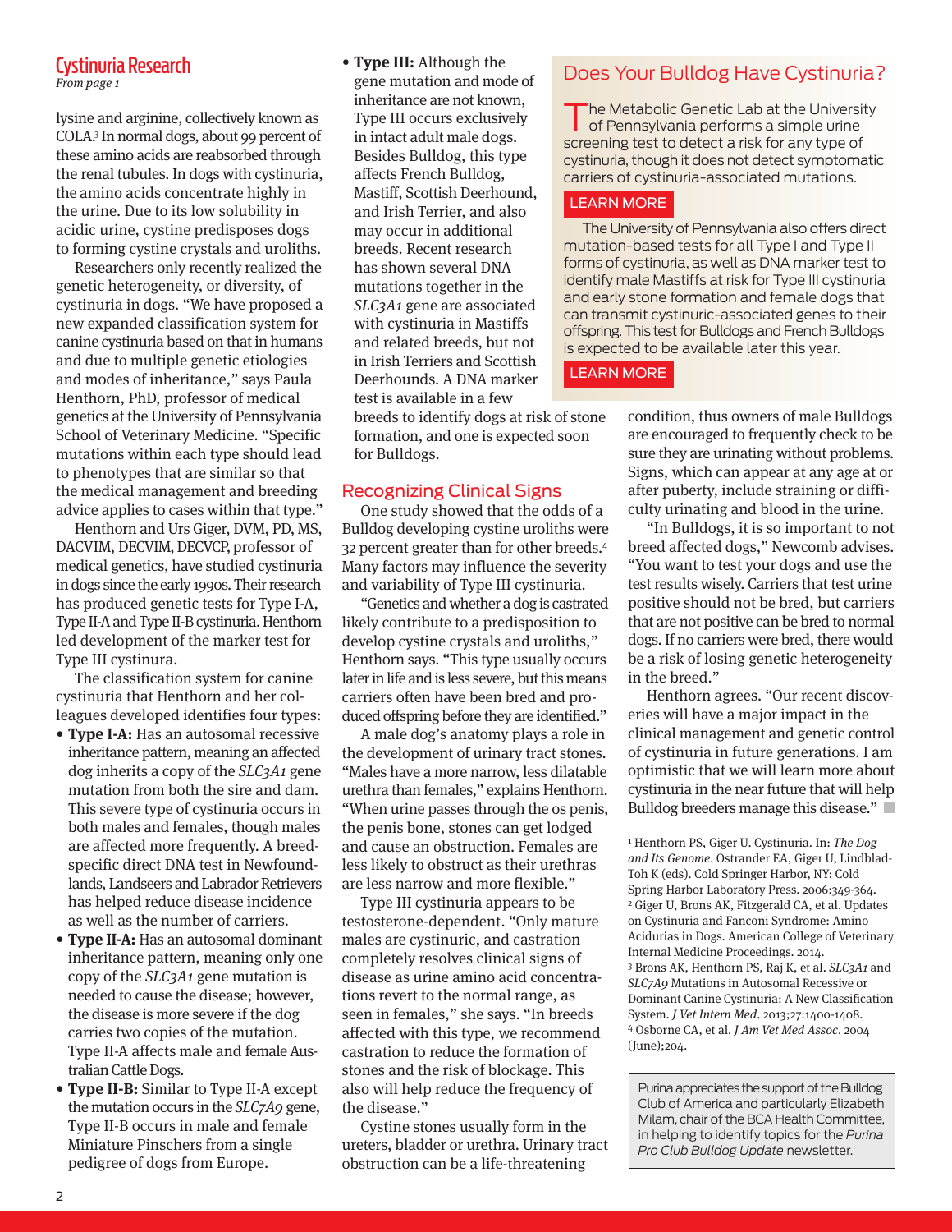## Cystinuria Research

*From page 1*

lysine and arginine, collectively known as COLA.[3] In normal dogs, about 99 percent of these amino acids are reabsorbed through the renal tubules. In dogs with cystinuria, the amino acids concentrate highly in the urine. Due to its low solubility in acidic urine, cystine predisposes dogs to forming cystine crystals and uroliths.

Researchers only recently realized the genetic heterogeneity, or diversity, of cystinuria in dogs. "We have proposed a new expanded classification system for canine cystinuria based on that in humans and due to multiple genetic etiologies and modes of inheritance," says Paula Henthorn, PhD, professor of medical genetics at the University of Pennsylvania School of Veterinary Medicine. "Specific mutations within each type should lead to phenotypes that are similar so that the medical management and breeding advice applies to cases within that type."

Henthorn and Urs Giger, DVM, PD, MS, DACVIM, DECVIM, DECVCP, professor of medical genetics, have studied cystinuria in dogs since the early 1990s. Their research has produced genetic tests for Type I-A, Type II-A and Type II-B cystinuria. Henthorn led development of the marker test for Type III cystinura.

The classification system for canine cystinuria that Henthorn and her colleagues developed identifies four types:

- **Type I-A:** Has an autosomal recessive inheritance pattern, meaning an affected dog inherits a copy of the *SLC3A1* gene mutation from both the sire and dam. This severe type of cystinuria occurs in both males and females, though males are affected more frequently. A breed-specific direct DNA test in Newfoundlands, Landseers and Labrador Retrievers has helped reduce disease incidence as well as the number of carriers.
- **Type II-A:** Has an autosomal dominant inheritance pattern, meaning only one copy of the *SLC3A1* gene mutation is needed to cause the disease; however, the disease is more severe if the dog carries two copies of the mutation. Type II-A affects male and female Australian Cattle Dogs.
- **Type II-B:** Similar to Type II-A except the mutation occurs in the *SLC7A9* gene, Type II-B occurs in male and female Miniature Pinschers from a single pedigree of dogs from Europe.
- **Type III:** Although the gene mutation and mode of inheritance are not known, Type III occurs exclusively in intact adult male dogs. Besides Bulldog, this type affects French Bulldog, Mastiff, Scottish Deerhound, and Irish Terrier, and also may occur in additional breeds. Recent research has shown several DNA mutations together in the *SLC3A1* gene are associated with cystinuria in Mastiffs and related breeds, but not in Irish Terriers and Scottish Deerhounds. A DNA marker test is available in a few breeds to identify dogs at risk of stone formation, and one is expected soon for Bulldogs.

### Recognizing Clinical Signs

One study showed that the odds of a Bulldog developing cystine uroliths were 32 percent greater than for other breeds.[4] Many factors may influence the severity and variability of Type III cystinuria.

"Genetics and whether a dog is castrated likely contribute to a predisposition to develop cystine crystals and uroliths," Henthorn says. "This type usually occurs later in life and is less severe, but this means carriers often have been bred and produced offspring before they are identified."

A male dog's anatomy plays a role in the development of urinary tract stones. "Males have a more narrow, less dilatable urethra than females," explains Henthorn. "When urine passes through the os penis, the penis bone, stones can get lodged and cause an obstruction. Females are less likely to obstruct as their urethras are less narrow and more flexible."

Type III cystinuria appears to be testosterone-dependent. "Only mature males are cystinuric, and castration completely resolves clinical signs of disease as urine amino acid concentrations revert to the normal range, as seen in females," she says. "In breeds affected with this type, we recommend castration to reduce the formation of stones and the risk of blockage. This also will help reduce the frequency of the disease."

Cystine stones usually form in the ureters, bladder or urethra. Urinary tract obstruction can be a life-threatening condition, thus owners of male Bulldogs are encouraged to frequently check to be sure they are urinating without problems. Signs, which can appear at any age at or after puberty, include straining or difficulty urinating and blood in the urine.

"In Bulldogs, it is so important to not breed affected dogs," Newcomb advises. "You want to test your dogs and use the test results wisely. Carriers that test urine positive should not be bred, but carriers that are not positive can be bred to normal dogs. If no carriers were bred, there would be a risk of losing genetic heterogeneity in the breed."

Henthorn agrees. "Our recent discoveries will have a major impact in the clinical management and genetic control of cystinuria in future generations. I am optimistic that we will learn more about cystinuria in the near future that will help Bulldog breeders manage this disease."

## Does Your Bulldog Have Cystinuria?

The Metabolic Genetic Lab at the University of Pennsylvania performs a simple urine screening test to detect a risk for any type of cystinuria, though it does not detect symptomatic carriers of cystinuria-associated mutations.

LEARN MORE

The University of Pennsylvania also offers direct mutation-based tests for all Type I and Type II forms of cystinuria, as well as DNA marker test to identify male Mastiffs at risk for Type III cystinuria and early stone formation and female dogs that can transmit cystinuric-associated genes to their offspring. This test for Bulldogs and French Bulldogs is expected to be available later this year.

LEARN MORE

---

[1] Henthorn PS, Giger U. Cystinuria. In: *The Dog and Its Genome*. Ostrander EA, Giger U, Lindblad-Toh K (eds). Cold Spring Harbor, NY: Cold Spring Harbor Laboratory Press. 2006:349-364.

[2] Giger U, Brons AK, Fitzgerald CA, et al. Updates on Cystinuria and Fanconi Syndrome: Amino Acidurias in Dogs. American College of Veterinary Internal Medicine Proceedings. 2014.

[3] Brons AK, Henthorn PS, Raj K, et al. *SLC3A1* and *SLC7A9* Mutations in Autosomal Recessive or Dominant Canine Cystinuria: A New Classification System. *J Vet Intern Med*. 2013;27:1400-1408.

[4] Osborne CA, et al. *J Am Vet Med Assoc*. 2004 (June);204.

Purina appreciates the support of the Bulldog Club of America and particularly Elizabeth Milam, chair of the BCA Health Committee, in helping to identify topics for the *Purina Pro Club Bulldog Update* newsletter.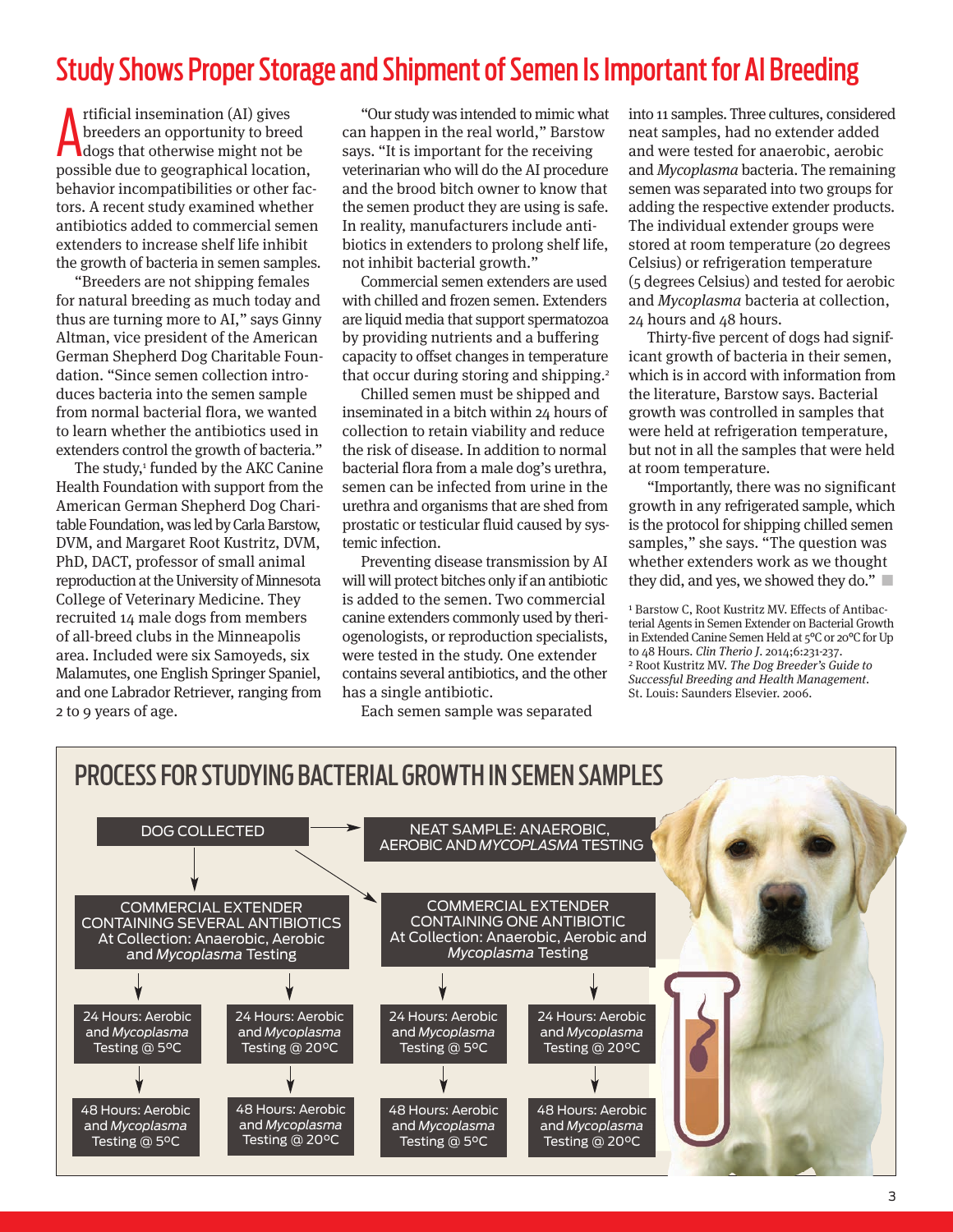# Study Shows Proper Storage and Shipment of Semen Is Important for AI Breeding

Artificial insemination (AI) gives breeders an opportunity to breed dogs that otherwise might not be possible due to geographical location, behavior incompatibilities or other factors. A recent study examined whether antibiotics added to commercial semen extenders to increase shelf life inhibit the growth of bacteria in semen samples.

"Breeders are not shipping females for natural breeding as much today and thus are turning more to AI," says Ginny Altman, vice president of the American German Shepherd Dog Charitable Foundation. "Since semen collection introduces bacteria into the semen sample from normal bacterial flora, we wanted to learn whether the antibiotics used in extenders control the growth of bacteria."

The study,[1] funded by the AKC Canine Health Foundation with support from the American German Shepherd Dog Charitable Foundation, was led by Carla Barstow, DVM, and Margaret Root Kustritz, DVM, PhD, DACT, professor of small animal reproduction at the University of Minnesota College of Veterinary Medicine. They recruited 14 male dogs from members of all-breed clubs in the Minneapolis area. Included were six Samoyeds, six Malamutes, one English Springer Spaniel, and one Labrador Retriever, ranging from 2 to 9 years of age.

"Our study was intended to mimic what can happen in the real world," Barstow says. "It is important for the receiving veterinarian who will do the AI procedure and the brood bitch owner to know that the semen product they are using is safe. In reality, manufacturers include antibiotics in extenders to prolong shelf life, not inhibit bacterial growth."

Commercial semen extenders are used with chilled and frozen semen. Extenders are liquid media that support spermatozoa by providing nutrients and a buffering capacity to offset changes in temperature that occur during storing and shipping.[2]

Chilled semen must be shipped and inseminated in a bitch within 24 hours of collection to retain viability and reduce the risk of disease. In addition to normal bacterial flora from a male dog's urethra, semen can be infected from urine in the urethra and organisms that are shed from prostatic or testicular fluid caused by systemic infection.

Preventing disease transmission by AI will will protect bitches only if an antibiotic is added to the semen. Two commercial canine extenders commonly used by theriogenologists, or reproduction specialists, were tested in the study. One extender contains several antibiotics, and the other has a single antibiotic.

Each semen sample was separated into 11 samples. Three cultures, considered neat samples, had no extender added and were tested for anaerobic, aerobic and *Mycoplasma* bacteria. The remaining semen was separated into two groups for adding the respective extender products. The individual extender groups were stored at room temperature (20 degrees Celsius) or refrigeration temperature (5 degrees Celsius) and tested for aerobic and *Mycoplasma* bacteria at collection, 24 hours and 48 hours.

Thirty-five percent of dogs had significant growth of bacteria in their semen, which is in accord with information from the literature, Barstow says. Bacterial growth was controlled in samples that were held at refrigeration temperature, but not in all the samples that were held at room temperature.

"Importantly, there was no significant growth in any refrigerated sample, which is the protocol for shipping chilled semen samples," she says. "The question was whether extenders work as we thought they did, and yes, we showed they do."

[1] Barstow C, Root Kustritz MV. Effects of Antibacterial Agents in Semen Extender on Bacterial Growth in Extended Canine Semen Held at 5ºC or 20ºC for Up to 48 Hours. *Clin Therio J*. 2014;6:231-237.
[2] Root Kustritz MV. *The Dog Breeder's Guide to Successful Breeding and Health Management*. St. Louis: Saunders Elsevier. 2006.

## PROCESS FOR STUDYING BACTERIAL GROWTH IN SEMEN SAMPLES

- DOG COLLECTED
  - NEAT SAMPLE: ANAEROBIC, AEROBIC AND *MYCOPLASMA* TESTING
  - COMMERCIAL EXTENDER CONTAINING SEVERAL ANTIBIOTICS — At Collection: Anaerobic, Aerobic and *Mycoplasma* Testing
    - 24 Hours: Aerobic and *Mycoplasma* Testing @ 5ºC → 48 Hours: Aerobic and *Mycoplasma* Testing @ 5ºC
    - 24 Hours: Aerobic and *Mycoplasma* Testing @ 20ºC → 48 Hours: Aerobic and *Mycoplasma* Testing @ 20ºC
  - COMMERCIAL EXTENDER CONTAINING ONE ANTIBIOTIC — At Collection: Anaerobic, Aerobic and *Mycoplasma* Testing
    - 24 Hours: Aerobic and *Mycoplasma* Testing @ 5ºC → 48 Hours: Aerobic and *Mycoplasma* Testing @ 5ºC
    - 24 Hours: Aerobic and *Mycoplasma* Testing @ 20ºC → 48 Hours: Aerobic and *Mycoplasma* Testing @ 20ºC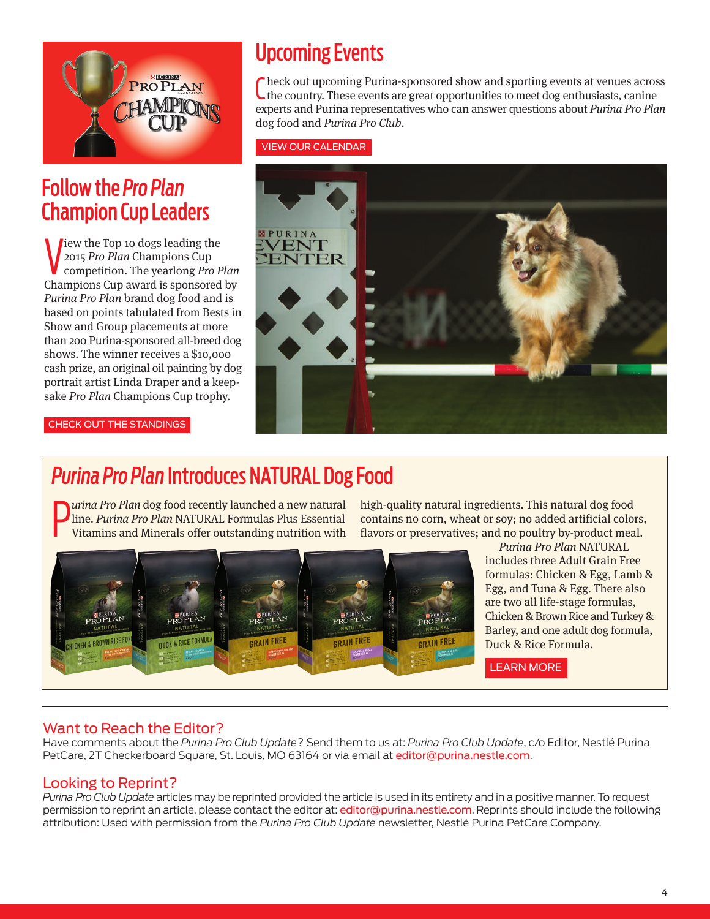## Follow the *Pro Plan* Champion Cup Leaders

View the Top 10 dogs leading the 2015 *Pro Plan* Champions Cup competition. The yearlong *Pro Plan* Champions Cup award is sponsored by *Purina Pro Plan* brand dog food and is based on points tabulated from Bests in Show and Group placements at more than 200 Purina-sponsored all-breed dog shows. The winner receives a $10,000 cash prize, an original oil painting by dog portrait artist Linda Draper and a keepsake *Pro Plan* Champions Cup trophy.

CHECK OUT THE STANDINGS

## Upcoming Events

Check out upcoming Purina-sponsored show and sporting events at venues across the country. These events are great opportunities to meet dog enthusiasts, canine experts and Purina representatives who can answer questions about *Purina Pro Plan* dog food and *Purina Pro Club*.

VIEW OUR CALENDAR

## *Purina Pro Plan* Introduces NATURAL Dog Food

*Purina Pro Plan* dog food recently launched a new natural line. *Purina Pro Plan* NATURAL Formulas Plus Essential Vitamins and Minerals offer outstanding nutrition with high-quality natural ingredients. This natural dog food contains no corn, wheat or soy; no added artificial colors, flavors or preservatives; and no poultry by-product meal.

*Purina Pro Plan* NATURAL includes three Adult Grain Free formulas: Chicken & Egg, Lamb & Egg, and Tuna & Egg. There also are two all life-stage formulas, Chicken & Brown Rice and Turkey & Barley, and one adult dog formula, Duck & Rice Formula.

LEARN MORE

### Want to Reach the Editor?

Have comments about the *Purina Pro Club Update*? Send them to us at: *Purina Pro Club Update*, c/o Editor, Nestlé Purina PetCare, 2T Checkerboard Square, St. Louis, MO 63164 or via email at editor@purina.nestle.com.

### Looking to Reprint?

*Purina Pro Club Update* articles may be reprinted provided the article is used in its entirety and in a positive manner. To request permission to reprint an article, please contact the editor at: editor@purina.nestle.com. Reprints should include the following attribution: Used with permission from the *Purina Pro Club Update* newsletter, Nestlé Purina PetCare Company.